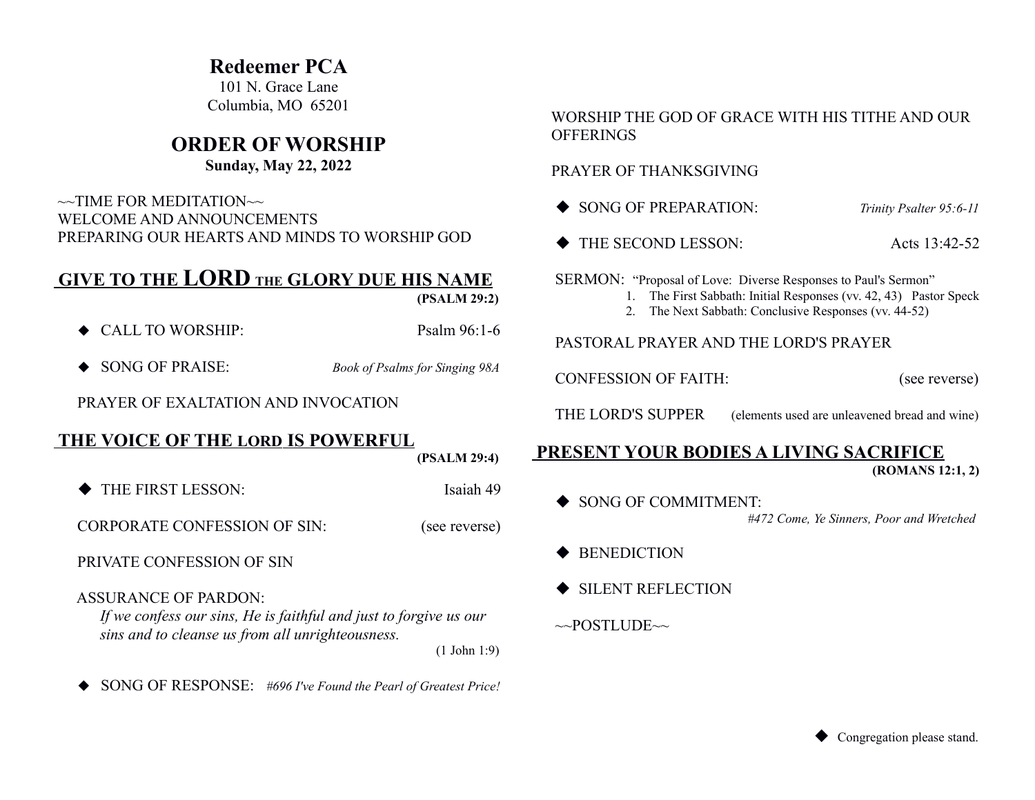# Redeemer PCA

101 N. Grace Lane
Columbia, MO 65201

## ORDER OF WORSHIP

**Sunday, May 22, 2022**

~~TIME FOR MEDITATION~~
WELCOME AND ANNOUNCEMENTS
PREPARING OUR HEARTS AND MINDS TO WORSHIP GOD

## GIVE TO THE LORD THE GLORY DUE HIS NAME

**(PSALM 29:2)**

◆ CALL TO WORSHIP: Psalm 96:1-6

◆ SONG OF PRAISE: *Book of Psalms for Singing 98A*

PRAYER OF EXALTATION AND INVOCATION

## THE VOICE OF THE LORD IS POWERFUL

**(PSALM 29:4)**

◆ THE FIRST LESSON: Isaiah 49

CORPORATE CONFESSION OF SIN: (see reverse)

PRIVATE CONFESSION OF SIN

ASSURANCE OF PARDON:
*If we confess our sins, He is faithful and just to forgive us our sins and to cleanse us from all unrighteousness.*
(1 John 1:9)

◆ SONG OF RESPONSE: *#696 I've Found the Pearl of Greatest Price!*

WORSHIP THE GOD OF GRACE WITH HIS TITHE AND OUR OFFERINGS

PRAYER OF THANKSGIVING

◆ SONG OF PREPARATION: *Trinity Psalter 95:6-11*

◆ THE SECOND LESSON: Acts 13:42-52

SERMON: "Proposal of Love: Diverse Responses to Paul's Sermon" Pastor Speck

1. The First Sabbath: Initial Responses (vv. 42, 43)
2. The Next Sabbath: Conclusive Responses (vv. 44-52)

PASTORAL PRAYER AND THE LORD'S PRAYER

CONFESSION OF FAITH: (see reverse)

THE LORD'S SUPPER (elements used are unleavened bread and wine)

## PRESENT YOUR BODIES A LIVING SACRIFICE

**(ROMANS 12:1, 2)**

◆ SONG OF COMMITMENT:
*#472 Come, Ye Sinners, Poor and Wretched*

◆ BENEDICTION

◆ SILENT REFLECTION

~~POSTLUDE~~

◆ Congregation please stand.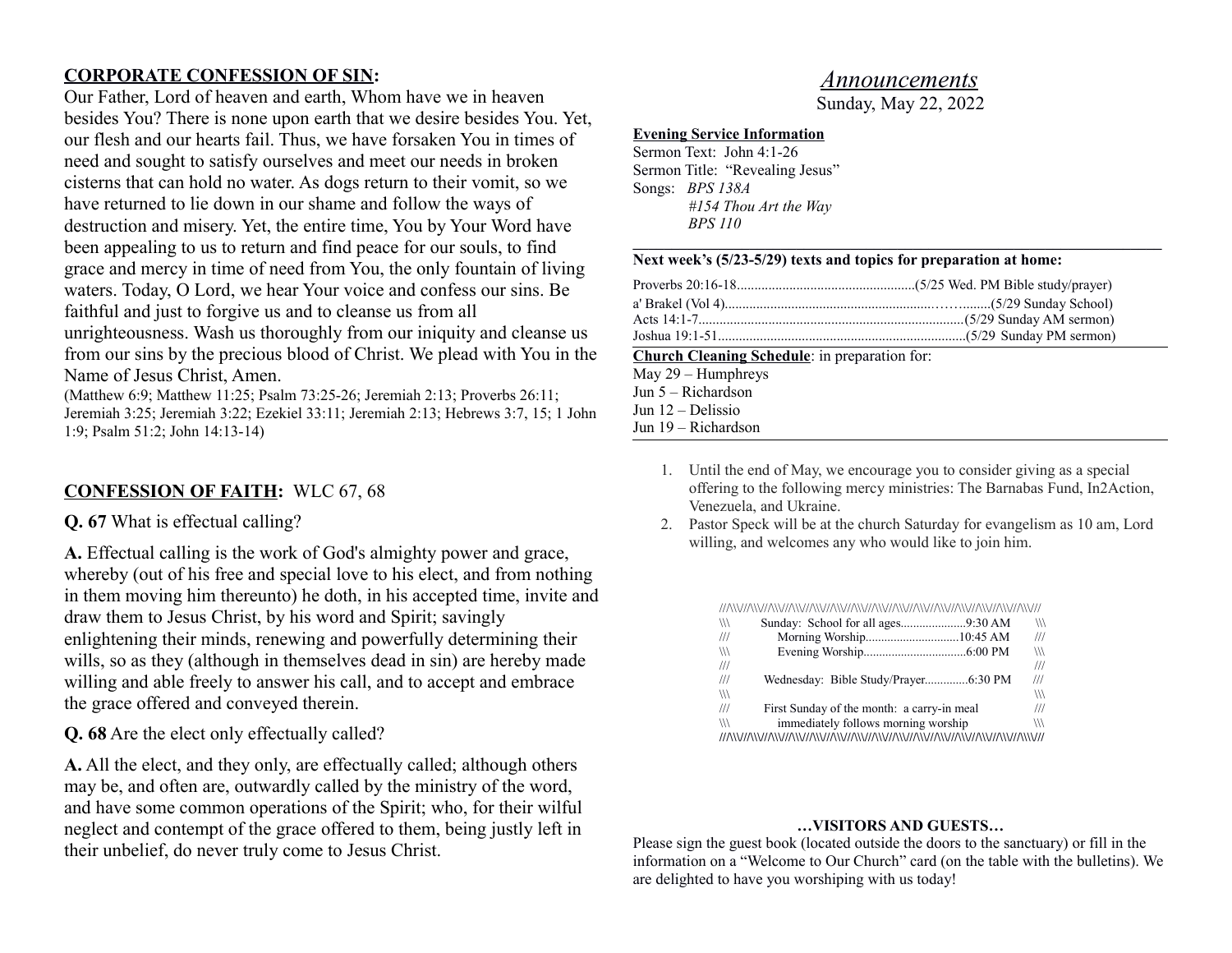**<u>CORPORATE CONFESSION OF SIN</u>:**

Our Father, Lord of heaven and earth, Whom have we in heaven besides You? There is none upon earth that we desire besides You. Yet, our flesh and our hearts fail. Thus, we have forsaken You in times of need and sought to satisfy ourselves and meet our needs in broken cisterns that can hold no water. As dogs return to their vomit, so we have returned to lie down in our shame and follow the ways of destruction and misery. Yet, the entire time, You by Your Word have been appealing to us to return and find peace for our souls, to find grace and mercy in time of need from You, the only fountain of living waters. Today, O Lord, we hear Your voice and confess our sins. Be faithful and just to forgive us and to cleanse us from all unrighteousness. Wash us thoroughly from our iniquity and cleanse us from our sins by the precious blood of Christ. We plead with You in the Name of Jesus Christ, Amen.

(Matthew 6:9; Matthew 11:25; Psalm 73:25-26; Jeremiah 2:13; Proverbs 26:11; Jeremiah 3:25; Jeremiah 3:22; Ezekiel 33:11; Jeremiah 2:13; Hebrews 3:7, 15; 1 John 1:9; Psalm 51:2; John 14:13-14)

**<u>CONFESSION OF FAITH</u>:** WLC 67, 68

**Q. 67** What is effectual calling?

**A.** Effectual calling is the work of God's almighty power and grace, whereby (out of his free and special love to his elect, and from nothing in them moving him thereunto) he doth, in his accepted time, invite and draw them to Jesus Christ, by his word and Spirit; savingly enlightening their minds, renewing and powerfully determining their wills, so as they (although in themselves dead in sin) are hereby made willing and able freely to answer his call, and to accept and embrace the grace offered and conveyed therein.

**Q. 68** Are the elect only effectually called?

**A.** All the elect, and they only, are effectually called; although others may be, and often are, outwardly called by the ministry of the word, and have some common operations of the Spirit; who, for their wilful neglect and contempt of the grace offered to them, being justly left in their unbelief, do never truly come to Jesus Christ.

# *<u>Announcements</u>*

Sunday, May 22, 2022

**<u>Evening Service Information</u>**

Sermon Text: John 4:1-26
Sermon Title: "Revealing Jesus"
Songs: *BPS 138A*
*#154 Thou Art the Way*
*BPS 110*

**Next week's (5/23-5/29) texts and topics for preparation at home:**

Proverbs 20:16-18....................................................(5/25 Wed. PM Bible study/prayer)
a' Brakel (Vol 4)...............................................................(5/29 Sunday School)
Acts 14:1-7.............................................................................(5/29 Sunday AM sermon)
Joshua 19:1-51.......................................................................(5/29 Sunday PM sermon)

**<u>Church Cleaning Schedule</u>**: in preparation for:
May 29 – Humphreys
Jun 5 – Richardson
Jun 12 – Delissio
Jun 19 – Richardson

1. Until the end of May, we encourage you to consider giving as a special offering to the following mercy ministries: The Barnabas Fund, In2Action, Venezuela, and Ukraine.
2. Pastor Speck will be at the church Saturday for evangelism as 10 am, Lord willing, and welcomes any who would like to join him.

Sunday: School for all ages.....................9:30 AM
Morning Worship..............................10:45 AM
Evening Worship.................................6:00 PM

Wednesday: Bible Study/Prayer..............6:30 PM

First Sunday of the month: a carry-in meal immediately follows morning worship

**…VISITORS AND GUESTS…**

Please sign the guest book (located outside the doors to the sanctuary) or fill in the information on a "Welcome to Our Church" card (on the table with the bulletins). We are delighted to have you worshiping with us today!